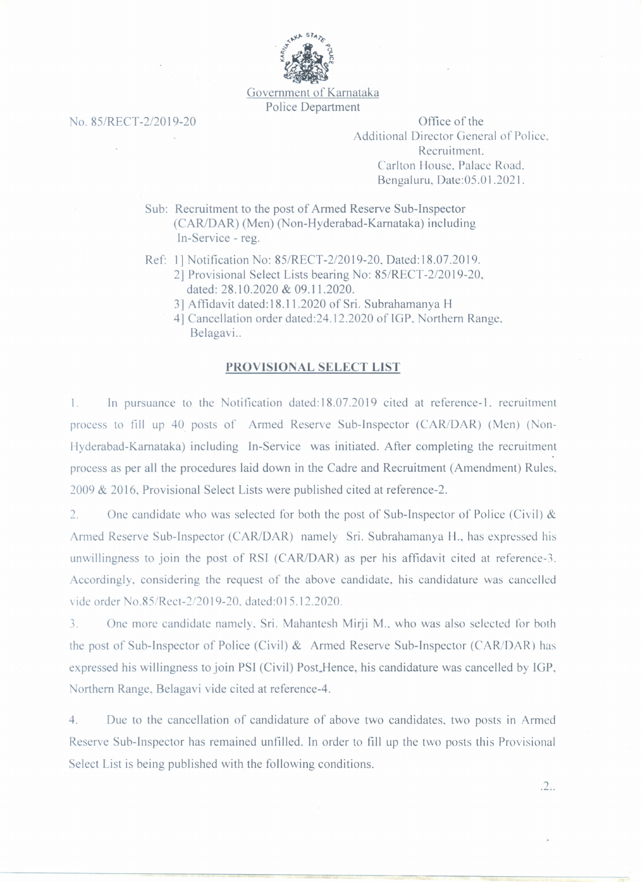Government of Karnataka
Police Department

No. 85/RECT-2/2019-20

Office of the
Additional Director General of Police,
Recruitment,
Carlton House, Palace Road,
Bengaluru, Date:05.01.2021.

Sub: Recruitment to the post of Armed Reserve Sub-Inspector (CAR/DAR) (Men) (Non-Hyderabad-Karnataka) including In-Service - reg.

Ref: 1] Notification No: 85/RECT-2/2019-20, Dated:18.07.2019.
2] Provisional Select Lists bearing No: 85/RECT-2/2019-20, dated: 28.10.2020 & 09.11.2020.
3] Affidavit dated:18.11.2020 of Sri. Subrahamanya H
4] Cancellation order dated:24.12.2020 of IGP, Northern Range, Belagavi..

## PROVISIONAL SELECT LIST

1. In pursuance to the Notification dated:18.07.2019 cited at reference-1, recruitment process to fill up 40 posts of Armed Reserve Sub-Inspector (CAR/DAR) (Men) (Non-Hyderabad-Karnataka) including In-Service was initiated. After completing the recruitment process as per all the procedures laid down in the Cadre and Recruitment (Amendment) Rules, 2009 & 2016, Provisional Select Lists were published cited at reference-2.

2. One candidate who was selected for both the post of Sub-Inspector of Police (Civil) & Armed Reserve Sub-Inspector (CAR/DAR) namely Sri. Subrahamanya H., has expressed his unwillingness to join the post of RSI (CAR/DAR) as per his affidavit cited at reference-3. Accordingly, considering the request of the above candidate, his candidature was cancelled vide order No.85/Rect-2/2019-20, dated:015.12.2020.

3. One more candidate namely, Sri. Mahantesh Mirji M., who was also selected for both the post of Sub-Inspector of Police (Civil) & Armed Reserve Sub-Inspector (CAR/DAR) has expressed his willingness to join PSI (Civil) Post.Hence, his candidature was cancelled by IGP, Northern Range, Belagavi vide cited at reference-4.

4. Due to the cancellation of candidature of above two candidates, two posts in Armed Reserve Sub-Inspector has remained unfilled. In order to fill up the two posts this Provisional Select List is being published with the following conditions.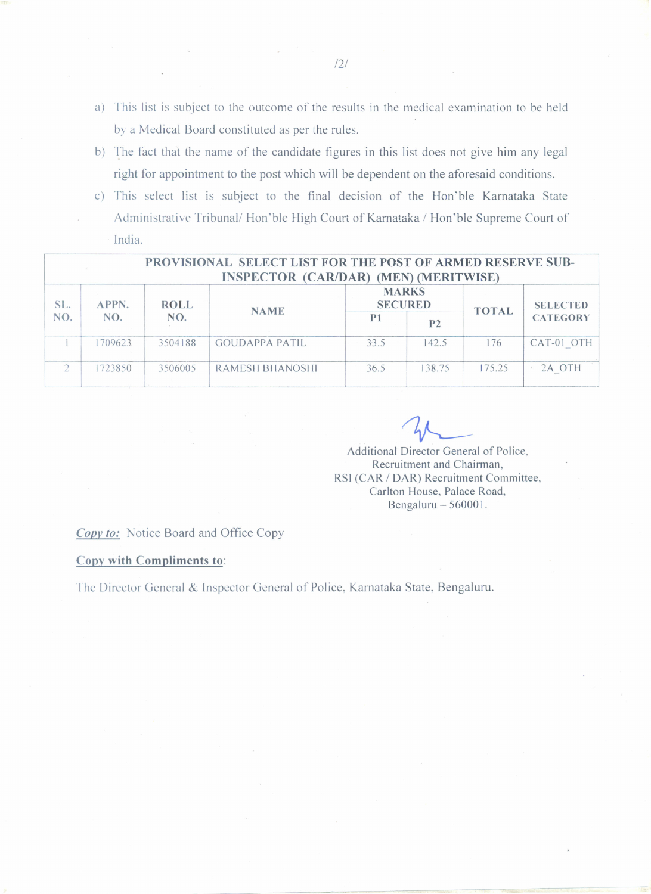a) This list is subject to the outcome of the results in the medical examination to be held by a Medical Board constituted as per the rules.

b) The fact that the name of the candidate figures in this list does not give him any legal right for appointment to the post which will be dependent on the aforesaid conditions.

c) This select list is subject to the final decision of the Hon'ble Karnataka State Administrative Tribunal/ Hon'ble High Court of Karnataka / Hon'ble Supreme Court of India.

| PROVISIONAL SELECT LIST FOR THE POST OF ARMED RESERVE SUB-INSPECTOR (CAR/DAR) (MEN) (MERITWISE) | | | | | | | |
|---|---|---|---|---|---|---|---|
| SL. NO. | APPN. NO. | ROLL NO. | NAME | MARKS SECURED | | TOTAL | SELECTED CATEGORY |
| | | | | P1 | P2 | | |
| 1 | 1709623 | 3504188 | GOUDAPPA PATIL | 33.5 | 142.5 | 176 | CAT-01_OTH |
| 2 | 1723850 | 3506005 | RAMESH BHANOSHI | 36.5 | 138.75 | 175.25 | 2A_OTH |

Additional Director General of Police,
Recruitment and Chairman,
RSI (CAR / DAR) Recruitment Committee,
Carlton House, Palace Road,
Bengaluru – 560001.

***Copy to:*** Notice Board and Office Copy

**Copy with Compliments to**:

The Director General & Inspector General of Police, Karnataka State, Bengaluru.